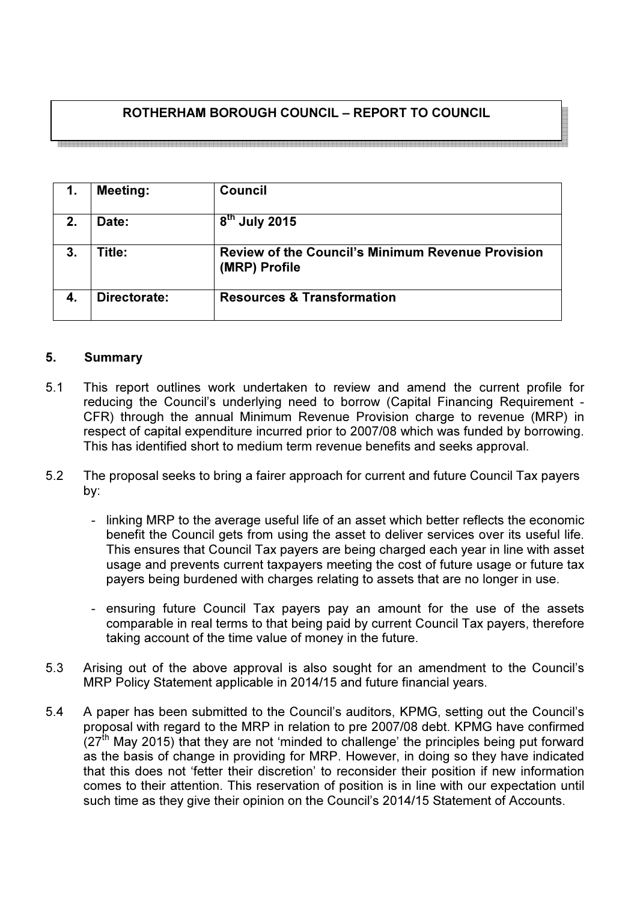# ROTHERHAM BOROUGH COUNCIL – REPORT TO COUNCIL

| 1. | Meeting: | Council |
|---|---|---|
| 2. | Date: | 8th July 2015 |
| 3. | Title: | Review of the Council's Minimum Revenue Provision (MRP) Profile |
| 4. | Directorate: | Resources & Transformation |

## 5. Summary

5.1 This report outlines work undertaken to review and amend the current profile for reducing the Council's underlying need to borrow (Capital Financing Requirement - CFR) through the annual Minimum Revenue Provision charge to revenue (MRP) in respect of capital expenditure incurred prior to 2007/08 which was funded by borrowing. This has identified short to medium term revenue benefits and seeks approval.

5.2 The proposal seeks to bring a fairer approach for current and future Council Tax payers by:

- linking MRP to the average useful life of an asset which better reflects the economic benefit the Council gets from using the asset to deliver services over its useful life. This ensures that Council Tax payers are being charged each year in line with asset usage and prevents current taxpayers meeting the cost of future usage or future tax payers being burdened with charges relating to assets that are no longer in use.

- ensuring future Council Tax payers pay an amount for the use of the assets comparable in real terms to that being paid by current Council Tax payers, therefore taking account of the time value of money in the future.

5.3 Arising out of the above approval is also sought for an amendment to the Council's MRP Policy Statement applicable in 2014/15 and future financial years.

5.4 A paper has been submitted to the Council's auditors, KPMG, setting out the Council's proposal with regard to the MRP in relation to pre 2007/08 debt. KPMG have confirmed (27th May 2015) that they are not 'minded to challenge' the principles being put forward as the basis of change in providing for MRP. However, in doing so they have indicated that this does not 'fetter their discretion' to reconsider their position if new information comes to their attention. This reservation of position is in line with our expectation until such time as they give their opinion on the Council's 2014/15 Statement of Accounts.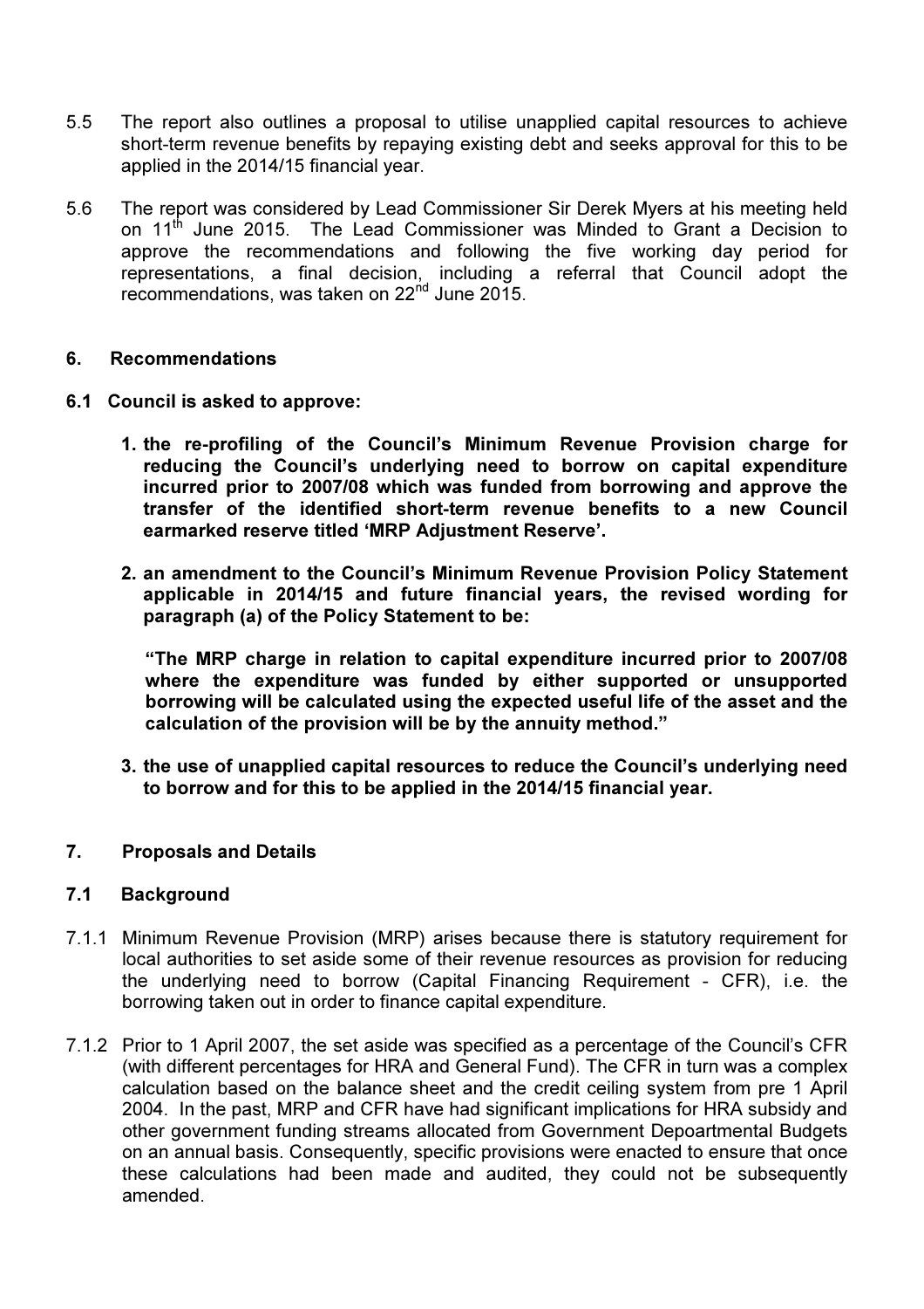5.5 The report also outlines a proposal to utilise unapplied capital resources to achieve short-term revenue benefits by repaying existing debt and seeks approval for this to be applied in the 2014/15 financial year.

5.6 The report was considered by Lead Commissioner Sir Derek Myers at his meeting held on 11th June 2015. The Lead Commissioner was Minded to Grant a Decision to approve the recommendations and following the five working day period for representations, a final decision, including a referral that Council adopt the recommendations, was taken on 22nd June 2015.

## 6. Recommendations

**6.1 Council is asked to approve:**

1. **the re-profiling of the Council's Minimum Revenue Provision charge for reducing the Council's underlying need to borrow on capital expenditure incurred prior to 2007/08 which was funded from borrowing and approve the transfer of the identified short-term revenue benefits to a new Council earmarked reserve titled 'MRP Adjustment Reserve'.**

2. **an amendment to the Council's Minimum Revenue Provision Policy Statement applicable in 2014/15 and future financial years, the revised wording for paragraph (a) of the Policy Statement to be:**

   **"The MRP charge in relation to capital expenditure incurred prior to 2007/08 where the expenditure was funded by either supported or unsupported borrowing will be calculated using the expected useful life of the asset and the calculation of the provision will be by the annuity method."**

3. **the use of unapplied capital resources to reduce the Council's underlying need to borrow and for this to be applied in the 2014/15 financial year.**

## 7. Proposals and Details

### 7.1 Background

7.1.1 Minimum Revenue Provision (MRP) arises because there is statutory requirement for local authorities to set aside some of their revenue resources as provision for reducing the underlying need to borrow (Capital Financing Requirement - CFR), i.e. the borrowing taken out in order to finance capital expenditure.

7.1.2 Prior to 1 April 2007, the set aside was specified as a percentage of the Council's CFR (with different percentages for HRA and General Fund). The CFR in turn was a complex calculation based on the balance sheet and the credit ceiling system from pre 1 April 2004. In the past, MRP and CFR have had significant implications for HRA subsidy and other government funding streams allocated from Government Depoartmental Budgets on an annual basis. Consequently, specific provisions were enacted to ensure that once these calculations had been made and audited, they could not be subsequently amended.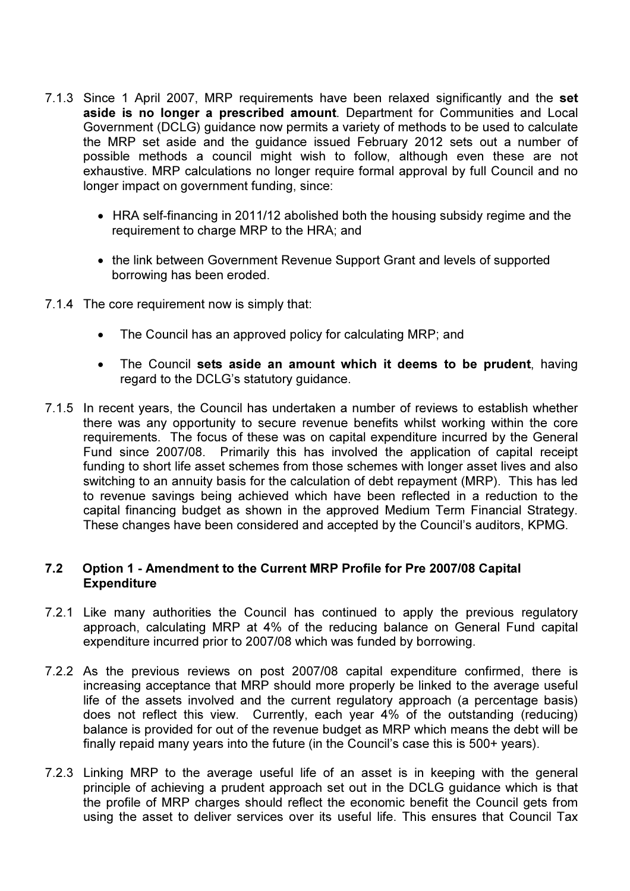7.1.3 Since 1 April 2007, MRP requirements have been relaxed significantly and the **set aside is no longer a prescribed amount**. Department for Communities and Local Government (DCLG) guidance now permits a variety of methods to be used to calculate the MRP set aside and the guidance issued February 2012 sets out a number of possible methods a council might wish to follow, although even these are not exhaustive. MRP calculations no longer require formal approval by full Council and no longer impact on government funding, since:

- HRA self-financing in 2011/12 abolished both the housing subsidy regime and the requirement to charge MRP to the HRA; and
- the link between Government Revenue Support Grant and levels of supported borrowing has been eroded.

7.1.4 The core requirement now is simply that:

- The Council has an approved policy for calculating MRP; and
- The Council **sets aside an amount which it deems to be prudent**, having regard to the DCLG's statutory guidance.

7.1.5 In recent years, the Council has undertaken a number of reviews to establish whether there was any opportunity to secure revenue benefits whilst working within the core requirements. The focus of these was on capital expenditure incurred by the General Fund since 2007/08. Primarily this has involved the application of capital receipt funding to short life asset schemes from those schemes with longer asset lives and also switching to an annuity basis for the calculation of debt repayment (MRP). This has led to revenue savings being achieved which have been reflected in a reduction to the capital financing budget as shown in the approved Medium Term Financial Strategy. These changes have been considered and accepted by the Council's auditors, KPMG.

### 7.2 Option 1 - Amendment to the Current MRP Profile for Pre 2007/08 Capital Expenditure

7.2.1 Like many authorities the Council has continued to apply the previous regulatory approach, calculating MRP at 4% of the reducing balance on General Fund capital expenditure incurred prior to 2007/08 which was funded by borrowing.

7.2.2 As the previous reviews on post 2007/08 capital expenditure confirmed, there is increasing acceptance that MRP should more properly be linked to the average useful life of the assets involved and the current regulatory approach (a percentage basis) does not reflect this view. Currently, each year 4% of the outstanding (reducing) balance is provided for out of the revenue budget as MRP which means the debt will be finally repaid many years into the future (in the Council's case this is 500+ years).

7.2.3 Linking MRP to the average useful life of an asset is in keeping with the general principle of achieving a prudent approach set out in the DCLG guidance which is that the profile of MRP charges should reflect the economic benefit the Council gets from using the asset to deliver services over its useful life. This ensures that Council Tax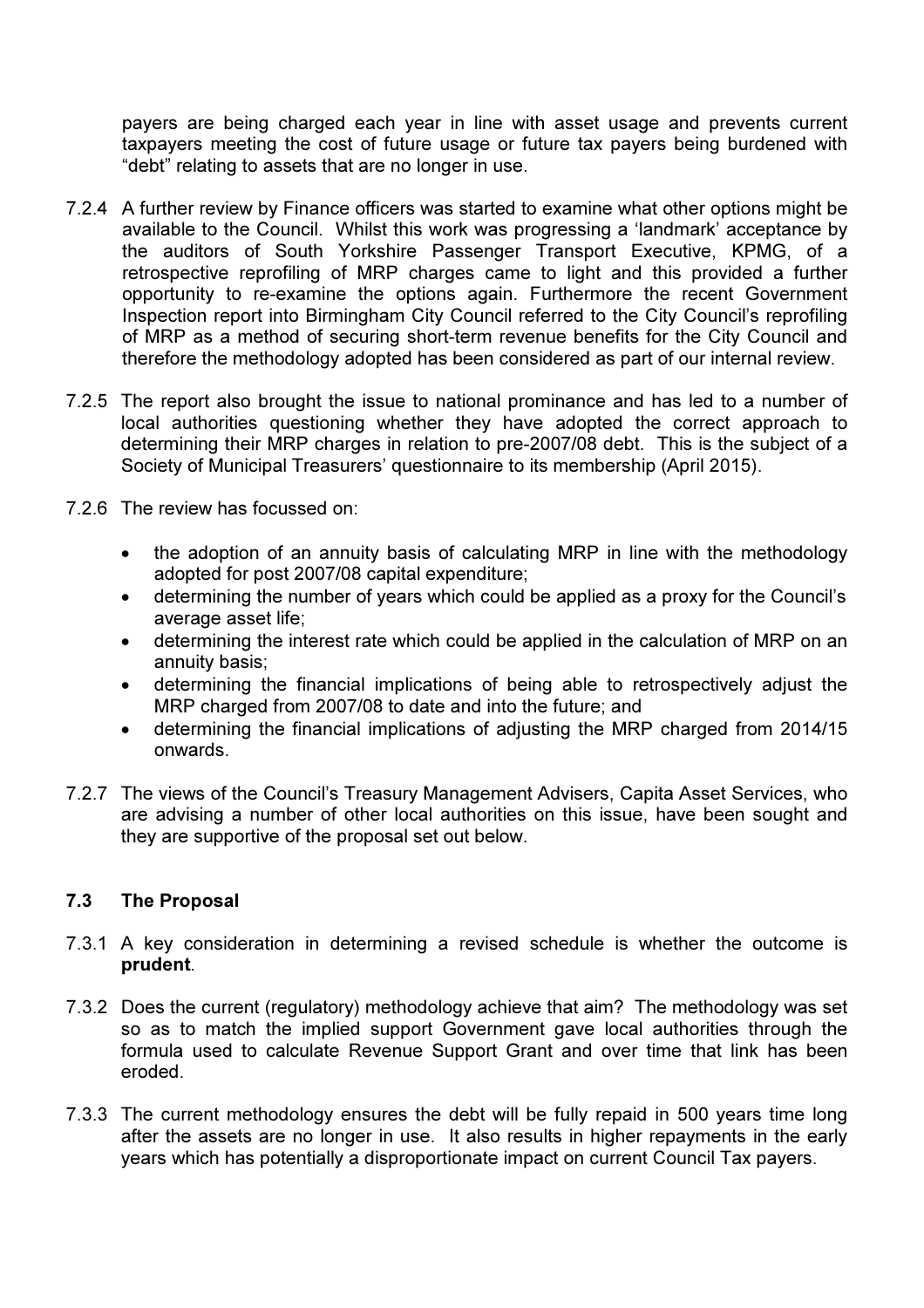payers are being charged each year in line with asset usage and prevents current taxpayers meeting the cost of future usage or future tax payers being burdened with "debt" relating to assets that are no longer in use.

7.2.4 A further review by Finance officers was started to examine what other options might be available to the Council. Whilst this work was progressing a 'landmark' acceptance by the auditors of South Yorkshire Passenger Transport Executive, KPMG, of a retrospective reprofiling of MRP charges came to light and this provided a further opportunity to re-examine the options again. Furthermore the recent Government Inspection report into Birmingham City Council referred to the City Council's reprofiling of MRP as a method of securing short-term revenue benefits for the City Council and therefore the methodology adopted has been considered as part of our internal review.

7.2.5 The report also brought the issue to national prominance and has led to a number of local authorities questioning whether they have adopted the correct approach to determining their MRP charges in relation to pre-2007/08 debt. This is the subject of a Society of Municipal Treasurers' questionnaire to its membership (April 2015).

7.2.6 The review has focussed on:

- the adoption of an annuity basis of calculating MRP in line with the methodology adopted for post 2007/08 capital expenditure;
- determining the number of years which could be applied as a proxy for the Council's average asset life;
- determining the interest rate which could be applied in the calculation of MRP on an annuity basis;
- determining the financial implications of being able to retrospectively adjust the MRP charged from 2007/08 to date and into the future; and
- determining the financial implications of adjusting the MRP charged from 2014/15 onwards.

7.2.7 The views of the Council's Treasury Management Advisers, Capita Asset Services, who are advising a number of other local authorities on this issue, have been sought and they are supportive of the proposal set out below.

### 7.3 The Proposal

7.3.1 A key consideration in determining a revised schedule is whether the outcome is **prudent**.

7.3.2 Does the current (regulatory) methodology achieve that aim? The methodology was set so as to match the implied support Government gave local authorities through the formula used to calculate Revenue Support Grant and over time that link has been eroded.

7.3.3 The current methodology ensures the debt will be fully repaid in 500 years time long after the assets are no longer in use. It also results in higher repayments in the early years which has potentially a disproportionate impact on current Council Tax payers.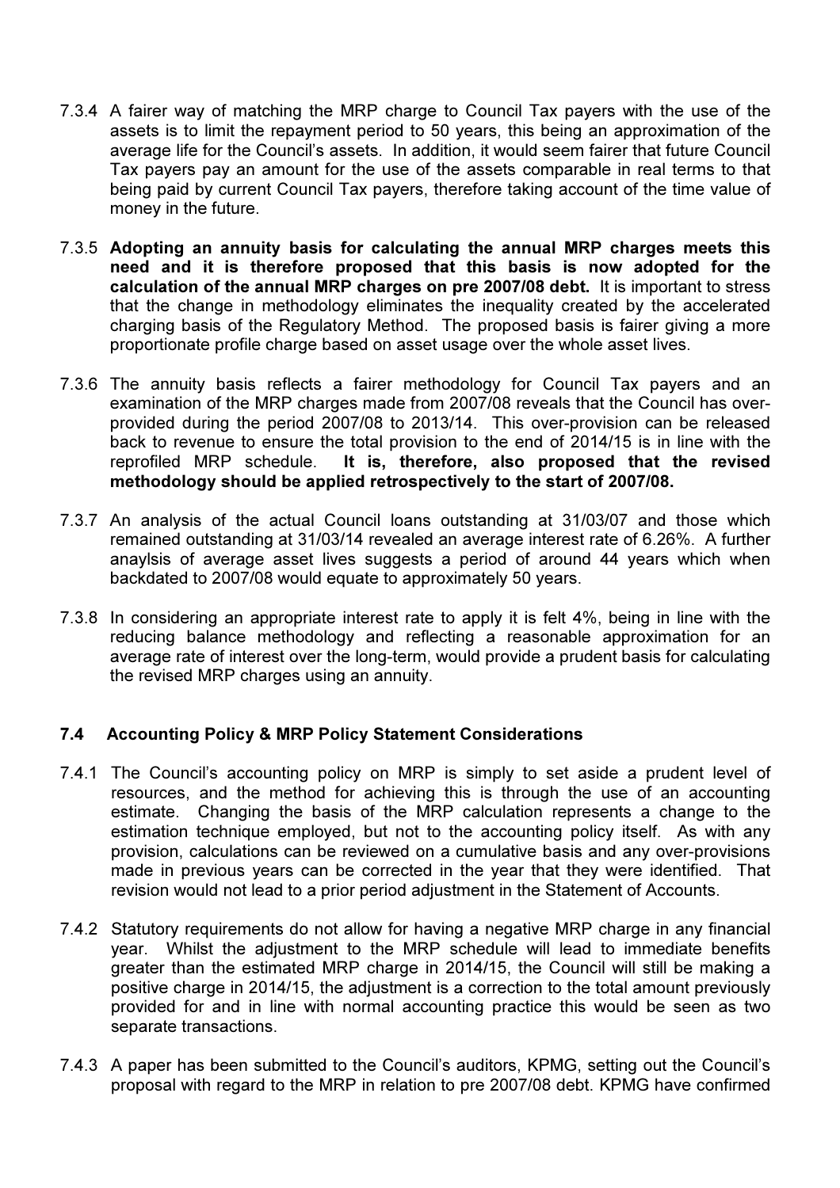7.3.4 A fairer way of matching the MRP charge to Council Tax payers with the use of the assets is to limit the repayment period to 50 years, this being an approximation of the average life for the Council's assets. In addition, it would seem fairer that future Council Tax payers pay an amount for the use of the assets comparable in real terms to that being paid by current Council Tax payers, therefore taking account of the time value of money in the future.

7.3.5 **Adopting an annuity basis for calculating the annual MRP charges meets this need and it is therefore proposed that this basis is now adopted for the calculation of the annual MRP charges on pre 2007/08 debt.** It is important to stress that the change in methodology eliminates the inequality created by the accelerated charging basis of the Regulatory Method. The proposed basis is fairer giving a more proportionate profile charge based on asset usage over the whole asset lives.

7.3.6 The annuity basis reflects a fairer methodology for Council Tax payers and an examination of the MRP charges made from 2007/08 reveals that the Council has over-provided during the period 2007/08 to 2013/14. This over-provision can be released back to revenue to ensure the total provision to the end of 2014/15 is in line with the reprofiled MRP schedule. **It is, therefore, also proposed that the revised methodology should be applied retrospectively to the start of 2007/08.**

7.3.7 An analysis of the actual Council loans outstanding at 31/03/07 and those which remained outstanding at 31/03/14 revealed an average interest rate of 6.26%. A further anaylsis of average asset lives suggests a period of around 44 years which when backdated to 2007/08 would equate to approximately 50 years.

7.3.8 In considering an appropriate interest rate to apply it is felt 4%, being in line with the reducing balance methodology and reflecting a reasonable approximation for an average rate of interest over the long-term, would provide a prudent basis for calculating the revised MRP charges using an annuity.

### 7.4 Accounting Policy & MRP Policy Statement Considerations

7.4.1 The Council's accounting policy on MRP is simply to set aside a prudent level of resources, and the method for achieving this is through the use of an accounting estimate. Changing the basis of the MRP calculation represents a change to the estimation technique employed, but not to the accounting policy itself. As with any provision, calculations can be reviewed on a cumulative basis and any over-provisions made in previous years can be corrected in the year that they were identified. That revision would not lead to a prior period adjustment in the Statement of Accounts.

7.4.2 Statutory requirements do not allow for having a negative MRP charge in any financial year. Whilst the adjustment to the MRP schedule will lead to immediate benefits greater than the estimated MRP charge in 2014/15, the Council will still be making a positive charge in 2014/15, the adjustment is a correction to the total amount previously provided for and in line with normal accounting practice this would be seen as two separate transactions.

7.4.3 A paper has been submitted to the Council's auditors, KPMG, setting out the Council's proposal with regard to the MRP in relation to pre 2007/08 debt. KPMG have confirmed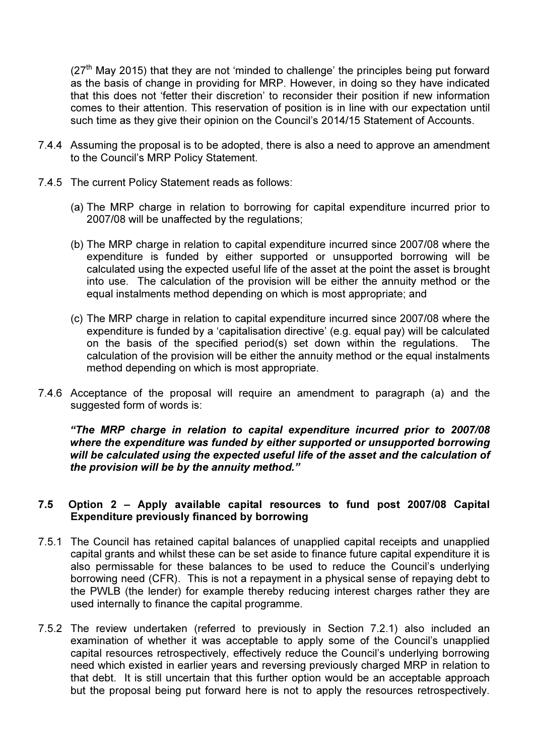(27th May 2015) that they are not 'minded to challenge' the principles being put forward as the basis of change in providing for MRP. However, in doing so they have indicated that this does not 'fetter their discretion' to reconsider their position if new information comes to their attention. This reservation of position is in line with our expectation until such time as they give their opinion on the Council's 2014/15 Statement of Accounts.

7.4.4 Assuming the proposal is to be adopted, there is also a need to approve an amendment to the Council's MRP Policy Statement.

7.4.5 The current Policy Statement reads as follows:

(a) The MRP charge in relation to borrowing for capital expenditure incurred prior to 2007/08 will be unaffected by the regulations;

(b) The MRP charge in relation to capital expenditure incurred since 2007/08 where the expenditure is funded by either supported or unsupported borrowing will be calculated using the expected useful life of the asset at the point the asset is brought into use. The calculation of the provision will be either the annuity method or the equal instalments method depending on which is most appropriate; and

(c) The MRP charge in relation to capital expenditure incurred since 2007/08 where the expenditure is funded by a 'capitalisation directive' (e.g. equal pay) will be calculated on the basis of the specified period(s) set down within the regulations. The calculation of the provision will be either the annuity method or the equal instalments method depending on which is most appropriate.

7.4.6 Acceptance of the proposal will require an amendment to paragraph (a) and the suggested form of words is:

***"The MRP charge in relation to capital expenditure incurred prior to 2007/08 where the expenditure was funded by either supported or unsupported borrowing will be calculated using the expected useful life of the asset and the calculation of the provision will be by the annuity method."***

### 7.5 Option 2 – Apply available capital resources to fund post 2007/08 Capital Expenditure previously financed by borrowing

7.5.1 The Council has retained capital balances of unapplied capital receipts and unapplied capital grants and whilst these can be set aside to finance future capital expenditure it is also permissable for these balances to be used to reduce the Council's underlying borrowing need (CFR). This is not a repayment in a physical sense of repaying debt to the PWLB (the lender) for example thereby reducing interest charges rather they are used internally to finance the capital programme.

7.5.2 The review undertaken (referred to previously in Section 7.2.1) also included an examination of whether it was acceptable to apply some of the Council's unapplied capital resources retrospectively, effectively reduce the Council's underlying borrowing need which existed in earlier years and reversing previously charged MRP in relation to that debt. It is still uncertain that this further option would be an acceptable approach but the proposal being put forward here is not to apply the resources retrospectively.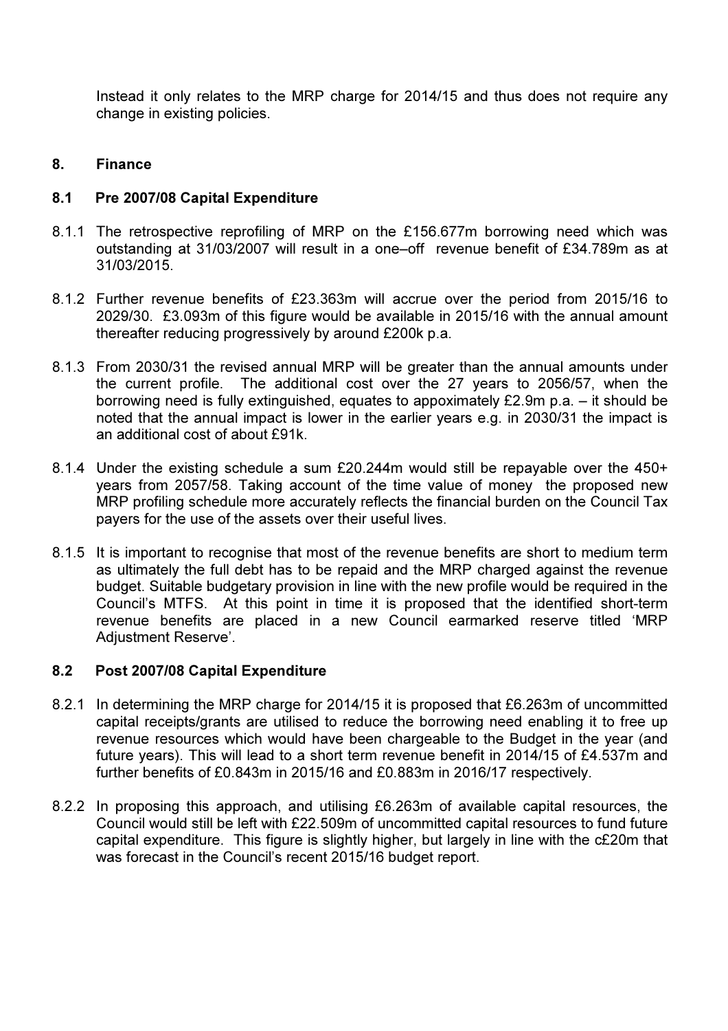Instead it only relates to the MRP charge for 2014/15 and thus does not require any change in existing policies.

## 8. Finance

### 8.1 Pre 2007/08 Capital Expenditure

8.1.1 The retrospective reprofiling of MRP on the £156.677m borrowing need which was outstanding at 31/03/2007 will result in a one–off revenue benefit of £34.789m as at 31/03/2015.

8.1.2 Further revenue benefits of £23.363m will accrue over the period from 2015/16 to 2029/30. £3.093m of this figure would be available in 2015/16 with the annual amount thereafter reducing progressively by around £200k p.a.

8.1.3 From 2030/31 the revised annual MRP will be greater than the annual amounts under the current profile. The additional cost over the 27 years to 2056/57, when the borrowing need is fully extinguished, equates to appoximately £2.9m p.a. – it should be noted that the annual impact is lower in the earlier years e.g. in 2030/31 the impact is an additional cost of about £91k.

8.1.4 Under the existing schedule a sum £20.244m would still be repayable over the 450+ years from 2057/58. Taking account of the time value of money the proposed new MRP profiling schedule more accurately reflects the financial burden on the Council Tax payers for the use of the assets over their useful lives.

8.1.5 It is important to recognise that most of the revenue benefits are short to medium term as ultimately the full debt has to be repaid and the MRP charged against the revenue budget. Suitable budgetary provision in line with the new profile would be required in the Council's MTFS. At this point in time it is proposed that the identified short-term revenue benefits are placed in a new Council earmarked reserve titled 'MRP Adjustment Reserve'.

### 8.2 Post 2007/08 Capital Expenditure

8.2.1 In determining the MRP charge for 2014/15 it is proposed that £6.263m of uncommitted capital receipts/grants are utilised to reduce the borrowing need enabling it to free up revenue resources which would have been chargeable to the Budget in the year (and future years). This will lead to a short term revenue benefit in 2014/15 of £4.537m and further benefits of £0.843m in 2015/16 and £0.883m in 2016/17 respectively.

8.2.2 In proposing this approach, and utilising £6.263m of available capital resources, the Council would still be left with £22.509m of uncommitted capital resources to fund future capital expenditure. This figure is slightly higher, but largely in line with the c£20m that was forecast in the Council's recent 2015/16 budget report.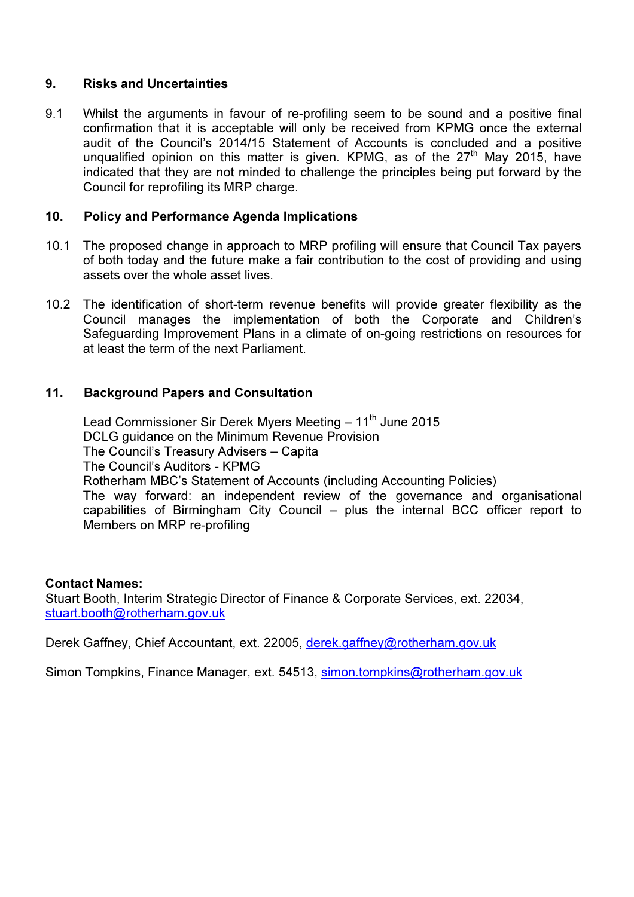## 9. Risks and Uncertainties

9.1 Whilst the arguments in favour of re-profiling seem to be sound and a positive final confirmation that it is acceptable will only be received from KPMG once the external audit of the Council's 2014/15 Statement of Accounts is concluded and a positive unqualified opinion on this matter is given. KPMG, as of the 27th May 2015, have indicated that they are not minded to challenge the principles being put forward by the Council for reprofiling its MRP charge.

## 10. Policy and Performance Agenda Implications

10.1 The proposed change in approach to MRP profiling will ensure that Council Tax payers of both today and the future make a fair contribution to the cost of providing and using assets over the whole asset lives.

10.2 The identification of short-term revenue benefits will provide greater flexibility as the Council manages the implementation of both the Corporate and Children's Safeguarding Improvement Plans in a climate of on-going restrictions on resources for at least the term of the next Parliament.

## 11. Background Papers and Consultation

Lead Commissioner Sir Derek Myers Meeting – 11th June 2015
DCLG guidance on the Minimum Revenue Provision
The Council's Treasury Advisers – Capita
The Council's Auditors - KPMG
Rotherham MBC's Statement of Accounts (including Accounting Policies)
The way forward: an independent review of the governance and organisational capabilities of Birmingham City Council – plus the internal BCC officer report to Members on MRP re-profiling

**Contact Names:**
Stuart Booth, Interim Strategic Director of Finance & Corporate Services, ext. 22034, stuart.booth@rotherham.gov.uk

Derek Gaffney, Chief Accountant, ext. 22005, derek.gaffney@rotherham.gov.uk

Simon Tompkins, Finance Manager, ext. 54513, simon.tompkins@rotherham.gov.uk